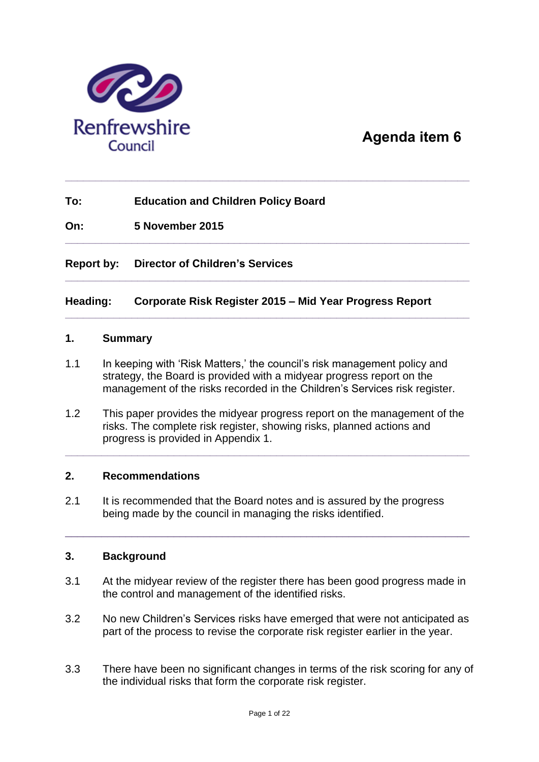Renfrewshire Council

**Agenda item 6**

---

| | |
|---|---|
| **To:** | **Education and Children Policy Board** |
| **On:** | **5 November 2015** |

---

| | |
|---|---|
| **Report by:** | **Director of Children's Services** |

---

| | |
|---|---|
| **Heading:** | **Corporate Risk Register 2015 – Mid Year Progress Report** |

---

## 1. Summary

1.1 In keeping with 'Risk Matters,' the council's risk management policy and strategy, the Board is provided with a midyear progress report on the management of the risks recorded in the Children's Services risk register.

1.2 This paper provides the midyear progress report on the management of the risks. The complete risk register, showing risks, planned actions and progress is provided in Appendix 1.

---

## 2. Recommendations

2.1 It is recommended that the Board notes and is assured by the progress being made by the council in managing the risks identified.

---

## 3. Background

3.1 At the midyear review of the register there has been good progress made in the control and management of the identified risks.

3.2 No new Children's Services risks have emerged that were not anticipated as part of the process to revise the corporate risk register earlier in the year.

3.3 There have been no significant changes in terms of the risk scoring for any of the individual risks that form the corporate risk register.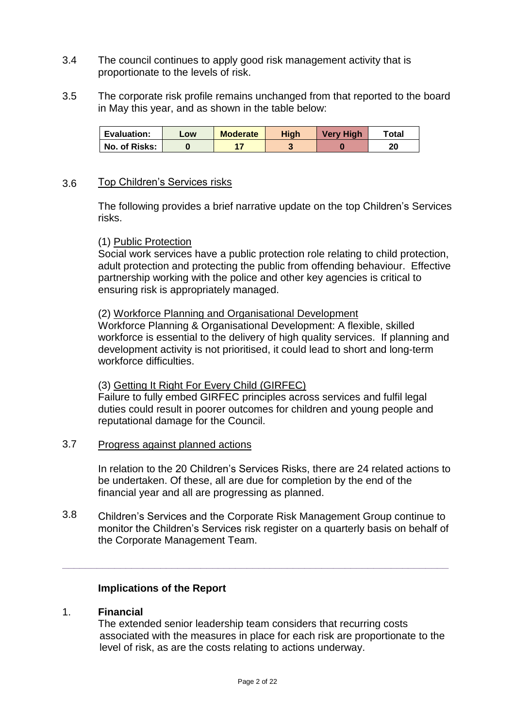3.4 The council continues to apply good risk management activity that is proportionate to the levels of risk.

3.5 The corporate risk profile remains unchanged from that reported to the board in May this year, and as shown in the table below:

| Evaluation: | Low | Moderate | High | Very High | Total |
|---|---|---|---|---|---|
| No. of Risks: | 0 | 17 | 3 | 0 | 20 |

3.6 Top Children's Services risks

The following provides a brief narrative update on the top Children's Services risks.

(1) Public Protection
Social work services have a public protection role relating to child protection, adult protection and protecting the public from offending behaviour. Effective partnership working with the police and other key agencies is critical to ensuring risk is appropriately managed.

(2) Workforce Planning and Organisational Development
Workforce Planning & Organisational Development: A flexible, skilled workforce is essential to the delivery of high quality services. If planning and development activity is not prioritised, it could lead to short and long-term workforce difficulties.

(3) Getting It Right For Every Child (GIRFEC)
Failure to fully embed GIRFEC principles across services and fulfil legal duties could result in poorer outcomes for children and young people and reputational damage for the Council.

3.7 Progress against planned actions

In relation to the 20 Children's Services Risks, there are 24 related actions to be undertaken. Of these, all are due for completion by the end of the financial year and all are progressing as planned.

3.8 Children's Services and the Corporate Risk Management Group continue to monitor the Children's Services risk register on a quarterly basis on behalf of the Corporate Management Team.

---

**Implications of the Report**

1. **Financial**
The extended senior leadership team considers that recurring costs associated with the measures in place for each risk are proportionate to the level of risk, as are the costs relating to actions underway.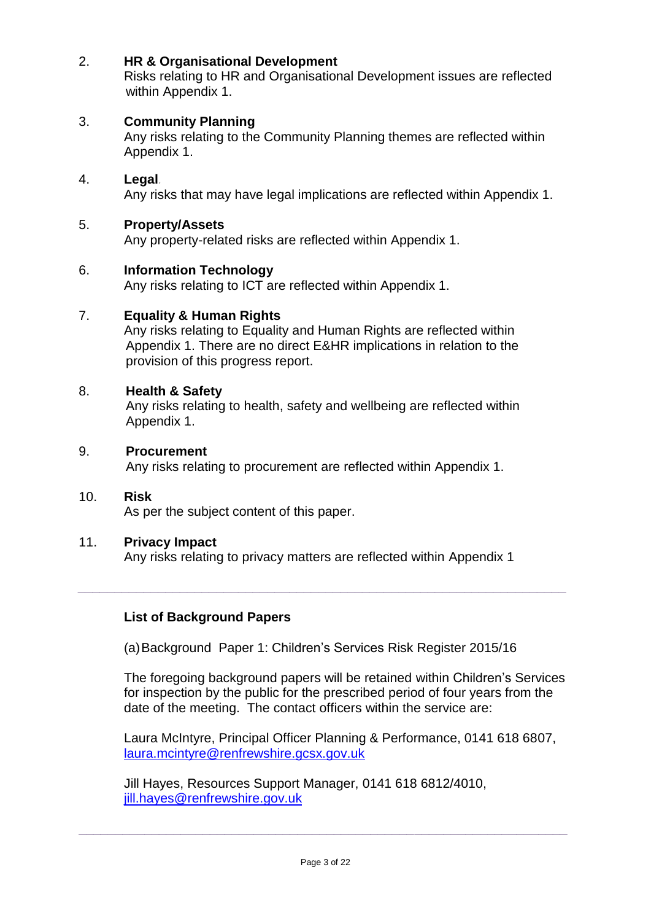2. **HR & Organisational Development**
   Risks relating to HR and Organisational Development issues are reflected within Appendix 1.

3. **Community Planning**
   Any risks relating to the Community Planning themes are reflected within Appendix 1.

4. **Legal**
   Any risks that may have legal implications are reflected within Appendix 1.

5. **Property/Assets**
   Any property-related risks are reflected within Appendix 1.

6. **Information Technology**
   Any risks relating to ICT are reflected within Appendix 1.

7. **Equality & Human Rights**
   Any risks relating to Equality and Human Rights are reflected within Appendix 1. There are no direct E&HR implications in relation to the provision of this progress report.

8. **Health & Safety**
   Any risks relating to health, safety and wellbeing are reflected within Appendix 1.

9. **Procurement**
   Any risks relating to procurement are reflected within Appendix 1.

10. **Risk**
    As per the subject content of this paper.

11. **Privacy Impact**
    Any risks relating to privacy matters are reflected within Appendix 1

---

**List of Background Papers**

(a) Background Paper 1: Children's Services Risk Register 2015/16

The foregoing background papers will be retained within Children's Services for inspection by the public for the prescribed period of four years from the date of the meeting. The contact officers within the service are:

Laura McIntyre, Principal Officer Planning & Performance, 0141 618 6807, laura.mcintyre@renfrewshire.gcsx.gov.uk

Jill Hayes, Resources Support Manager, 0141 618 6812/4010, jill.hayes@renfrewshire.gov.uk

---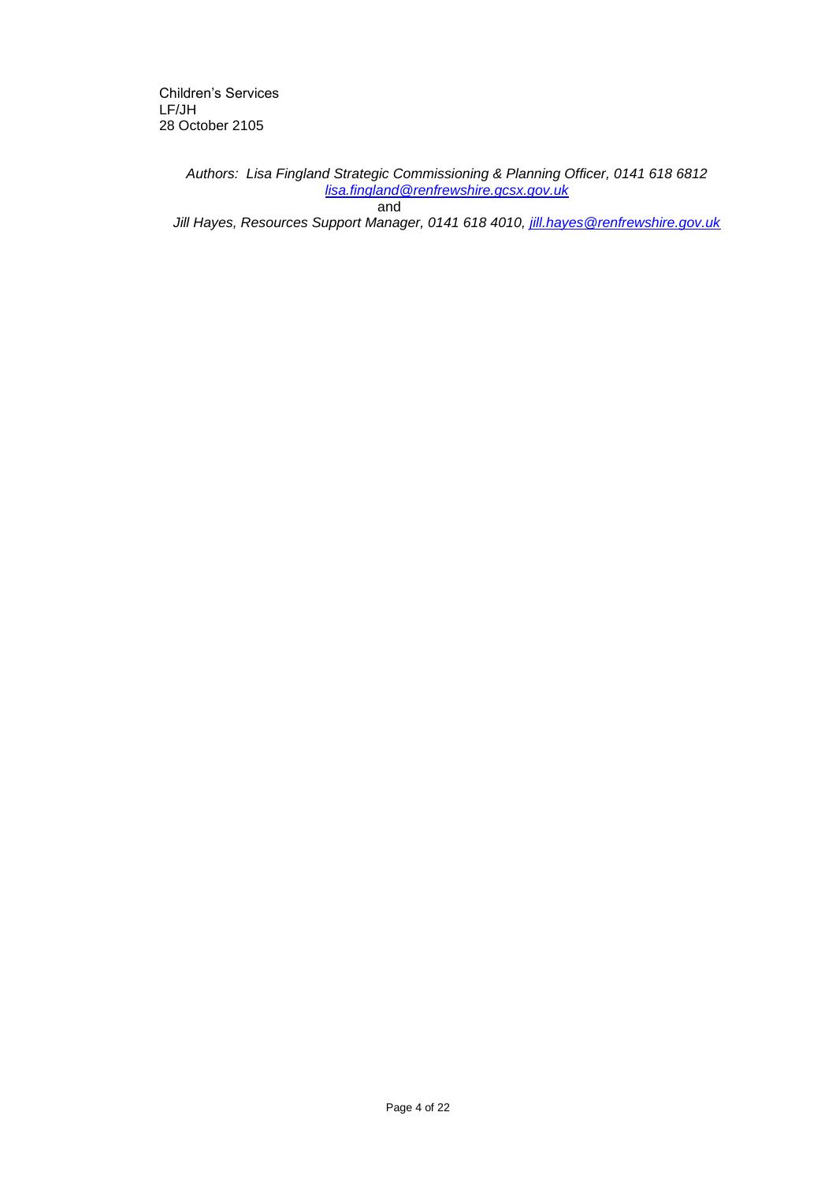Children's Services
LF/JH
28 October 2105

*Authors: Lisa Fingland Strategic Commissioning & Planning Officer, 0141 618 6812 [lisa.fingland@renfrewshire.gcsx.gov.uk](mailto:lisa.fingland@renfrewshire.gcsx.gov.uk)*
and
*Jill Hayes, Resources Support Manager, 0141 618 4010, [jill.hayes@renfrewshire.gov.uk](mailto:jill.hayes@renfrewshire.gov.uk)*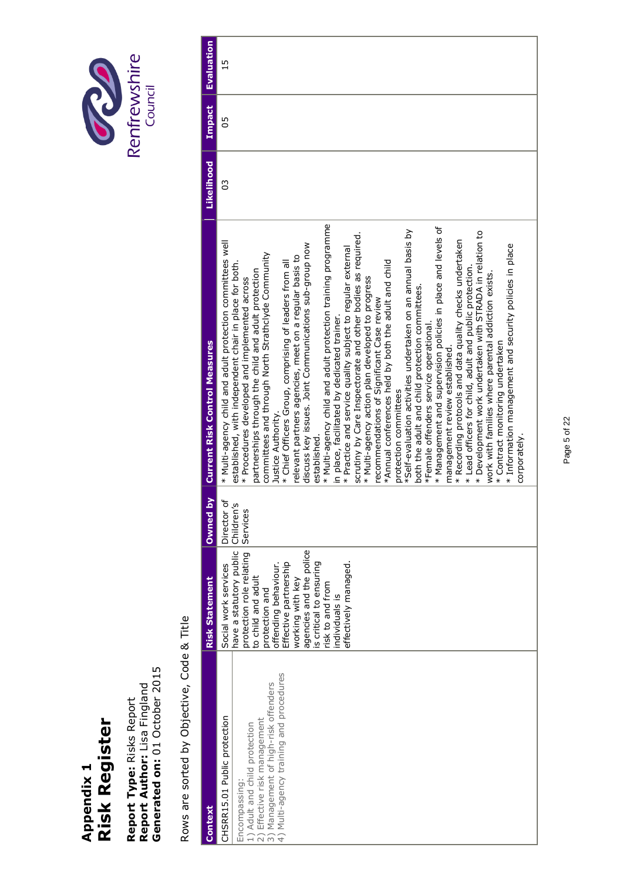# Appendix 1
# Risk Register

**Report Type:** Risks Report
**Report Author:** Lisa Fingland
**Generated on:** 01 October 2015

Rows are sorted by Objective, Code & Title

| Context | Risk Statement | Owned by | Current Risk Control Measures | Likelihood | Impact | Evaluation |
|---|---|---|---|---|---|---|
| CHSRR15.01 Public protection<br><br>Encompassing:<br>1) Adult and child protection<br>2) Effective risk management<br>3) Management of high-risk offenders<br>4) Multi-agency training and procedures | Social work services have a statutory public protection role relating to child and adult protection and offending behaviour. Effective partnership working with key agencies and the police is critical to ensuring risk to and from individuals is effectively managed. | Director of Children's Services | * Multi-agency child and adult protection committees well established, with independent chair in place for both.<br>* Procedures developed and implemented across partnerships through the child and adult protection committees and through North Strathclyde Community Justice Authority.<br>* Chief Officers Group, comprising of leaders from all relevant partners agencies, meet on a regular basis to discuss key issues. Joint Communications sub-group now established.<br>* Multi-agency child and adult protection training programme in place, facilitated by dedicated trainer.<br>* Practice and service quality subject to regular external scrutiny by Care Inspectorate and other bodies as required.<br>* Multi-agency action plan developed to progress recommendations of Significant Case review<br>*Annual conferences held by both the adult and child protection committees<br>*Self-evaluation activities undertaken on an annual basis by both the adult and child protection committees.<br>*Female offenders service operational.<br>* Management and supervision policies in place and levels of management review established.<br>* Recording protocols and data quality checks undertaken<br>* Lead officers for child, adult and public protection.<br>* Development work undertaken with STRADA in relation to work with families where parental addiction exists.<br>* Contract monitoring undertaken<br>* Information management and security policies in place corporately. | 03 | 05 | 15 |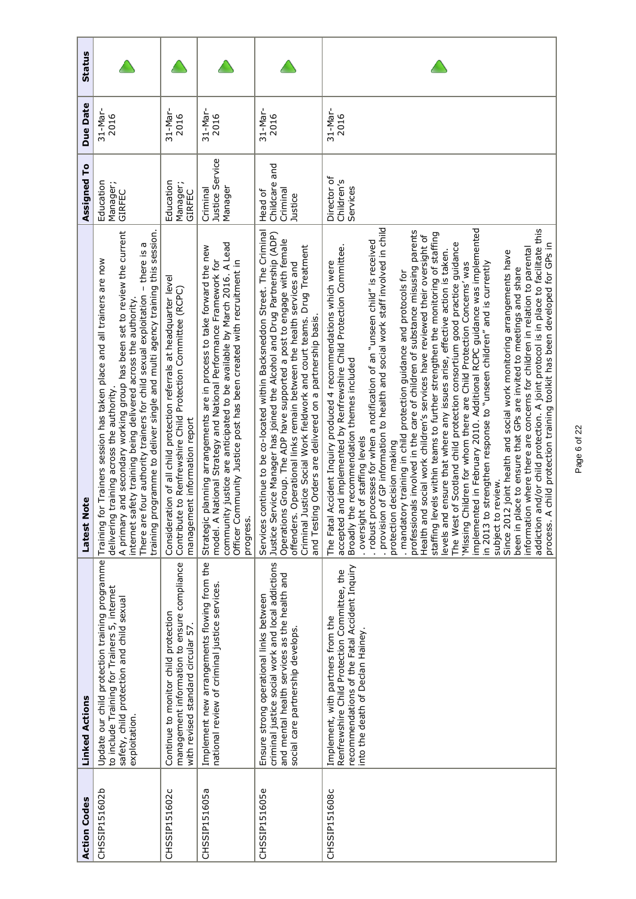| Action Codes | Linked Actions | Latest Note | Assigned To | Due Date | Status |
|---|---|---|---|---|---|
| CHSSIP151602b | Update our child protection training programme to include Training for Trainers 5, internet safety, child protection and child sexual exploitation. | Training for Trainers session has taken place and all trainers are now delivering training across the authority.<br>A primary and secondary working group has been set to review the current internet safety training being delivered across the authority.<br>There are four authority trainers for child sexual exploitation – there is a training programme to deliver single and multi agency training this session. | Education Manager; GIRFEC | 31-Mar-2016 | |
| CHSSIP151602c | Continue to monitor child protection management information to ensure compliance with revised standard circular 57. | Consideration of all child protection referrals at headquarter level<br>Contribute to Renfrewshire Child Protection Committee (RCPC) management information report | Education Manager; GIRFEC | 31-Mar-2016 | |
| CHSSIP151605a | Implement new arrangements flowing from the national review of criminal justice services. | Strategic planning arrangements are in process to take forward the new model. A National Strategy and National Performance Framework for community justice are anticipated to be available by March 2016. A Lead Officer Community Justice post has been created with recruitment in progress. | Criminal Justice Service Manager | 31-Mar-2016 | |
| CHSSIP151605e | Ensure strong operational links between criminal justice social work and local addictions and mental health services as the health and social care partnership develops. | Services continue to be co-located within Backsneddon Street. The Criminal Justice Service Manager has joined the Alcohol and Drug Partnership (ADP) Operations Group. The ADP have supported a post to engage with female offenders. Operational links remain between the health services and Criminal Justice Social Work fieldwork and court teams. Drug Treatment and Testing Orders are delivered on a partnership basis. | Head of Childcare and Criminal Justice | 31-Mar-2016 | |
| CHSSIP151608c | Implement, with partners from the Renfrewshire Child Protection Committee, the recommendations of the Fatal Accident Inquiry into the death of Declan Hainey. | The Fatal Accident Inquiry produced 4 recommendations which were accepted and implemented by Renfrewshire Child Protection Committee.<br>Broadly the recommendation themes included<br>. oversight of staffing levels<br>. robust processes for when a notification of an "unseen child" is received<br>. provision of GP information to health and social work staff involved in child protection decision making<br>. mandatory training in child protection guidance and protocols for professionals involved in the care of children of substance misusing parents<br>Health and social work children's services have reviewed their oversight of staffing levels within teams to further strengthen the monitoring of staffing levels and ensure that where any issues arise, effective action is taken.<br>The West of Scotland child protection consortium good practice guidance 'Missing Children for whom there are Child Protection Concerns' was implemented in February 2010. Additional RCPC guidance was implemented in 2013 to strengthen response to "unseen children" and is currently subject to review.<br>Since 2012 joint health and social work monitoring arrangements have been in place to ensure that GPs are invited to meetings and share information where there are concerns for children in relation to parental addiction and/or child protection. A joint protocol is in place to facilitate this process. A child protection training toolkit has been developed for GPs in | Director of Children's Services | 31-Mar-2016 | |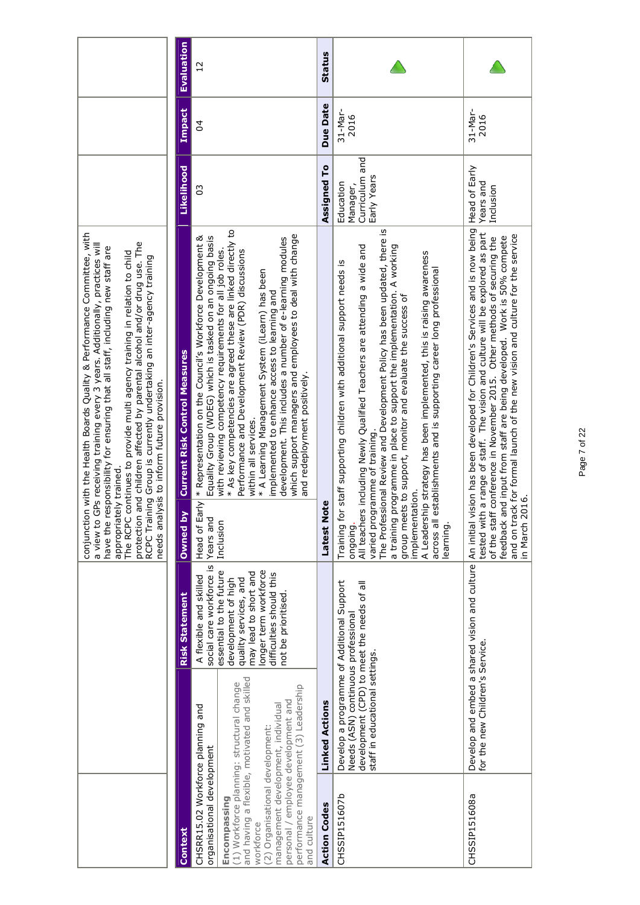| | | conjunction with the Health Boards Quality & Performance Committee, with a view to GPs receiving training every 3 years. Additionally, practices will have the responsibility for ensuring that all staff, including new staff are appropriately trained.<br>The RCPC continues to provide multi agency training in relation to child protection and children affected by parental alcohol and/or drug use. The RCPC Training Group is currently undertaking an inter-agency training needs analysis to inform future provision. | | | |
|---|---|---|---|---|---|

| Context | Risk Statement | Owned by | Current Risk Control Measures | Likelihood | Impact | Evaluation |
|---|---|---|---|---|---|---|
| CHSRR15.02 Workforce planning and organisational development<br>**Encompassing**<br>(1) Workforce planning: structural change and having a flexible, motivated and skilled workforce<br>(2) Organisational development: management development, individual personal / employee development and performance management (3) Leadership and culture | A flexible and skilled social care workforce is essential to the future development of high quality services, and may lead to short and longer term workforce difficulties should this not be prioritised. | Head of Early Years and Inclusion | * Representation on the Council's Workforce Development & Equality Group (WDEG) which is tasked on an ongoing basis with reviewing competency requirements for all job roles.<br>* As key competencies are agreed these are linked directly to Performance and Development Review (PDR) discussions within all services.<br>* A Learning Management System (iLearn) has been implemented to enhance access to learning and development. This includes a number of e-learning modules which support managers and employees to deal with change and redeployment positively. | 03 | 04 | 12 |

| Action Codes | Linked Actions | Latest Note | Assigned To | Due Date | Status |
|---|---|---|---|---|---|
| CHSSIP151607b | Develop a programme of Additional Support Needs (ASN) continuous professional development (CPD) to meet the needs of all staff in educational settings. | Training for staff supporting children with additional support needs is ongoing.<br>All teachers including Newly Qualified Teachers are attending a wide and varied programme of training.<br>The Professional Review and Development Policy has been updated, there is a training programme in place to support the implementation. A working group meets to support, monitor and evaluate the success of implementation.<br>A Leadership strategy has been implemented, this is raising awareness across all establishments and is supporting career long professional learning. | Education Manager, Curriculum and Early Years | 31-Mar-2016 | |
| CHSSIP151608a | Develop and embed a shared vision and culture for the new Children's Service. | An initial vision has been developed for Children's Services and is now being tested with a range of staff. The vision and culture will be explored as part of the staff conference in November 2015. Other methods of securing the feedback and input from staff are being developed. Work is 50% compete and on track for formal launch of the new vision and culture for the service in March 2016. | Head of Early Years and Inclusion | 31-Mar-2016 | |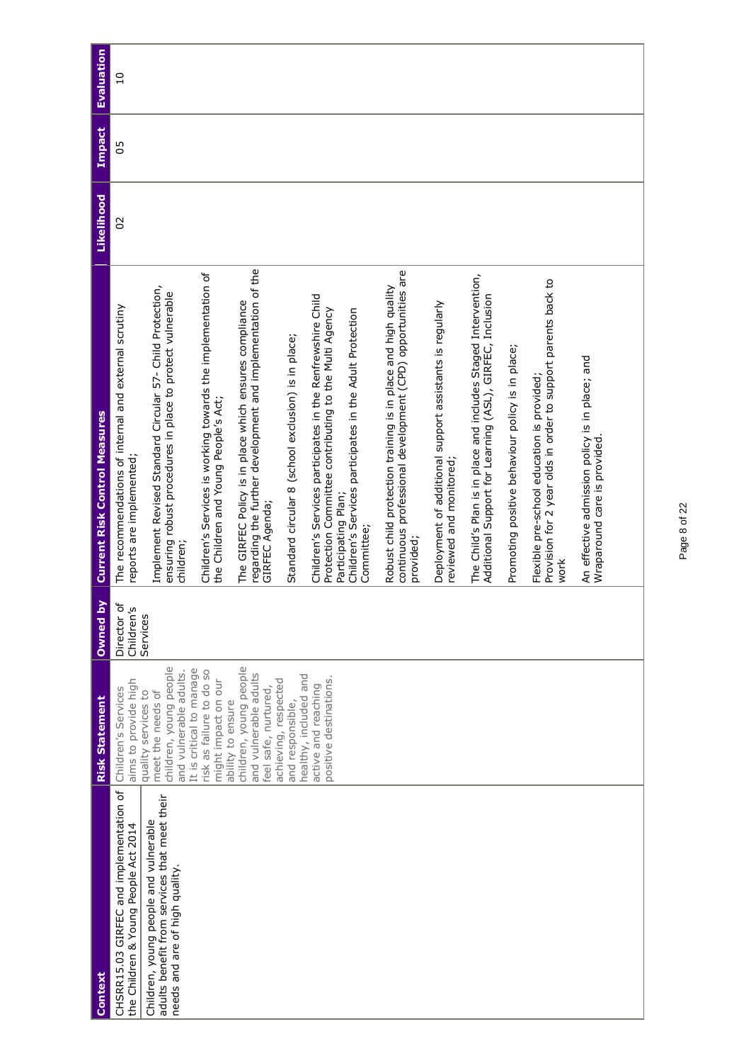| Context | Risk Statement | Owned by | Current Risk Control Measures | Likelihood | Impact | Evaluation |
|---|---|---|---|---|---|---|
| CHSRR15.03 GIRFEC and implementation of the Children & Young People Act 2014<br><br>Children, young people and vulnerable adults benefit from services that meet their needs and are of high quality. | Children's Services aims to provide high quality services to meet the needs of children, young people and vulnerable adults. It is critical to manage risk as failure to do so might impact on our ability to ensure children, young people and vulnerable adults feel safe, nurtured, achieving, respected and responsible, healthy, included and active and reaching positive destinations. | Director of Children's Services | The recommendations of internal and external scrutiny reports are implemented;<br><br>Implement Revised Standard Circular 57- Child Protection, ensuring robust procedures in place to protect vulnerable children;<br><br>Children's Services is working towards the implementation of the Children and Young People's Act;<br><br>The GIRFEC Policy is in place which ensures compliance regarding the further development and implementation of the GIRFEC Agenda;<br><br>Standard circular 8 (school exclusion) is in place;<br><br>Children's Services participates in the Renfrewshire Child Protection Committee contributing to the Multi Agency Participating Plan;<br>Children's Services participates in the Adult Protection Committee;<br><br>Robust child protection training is in place and high quality continuous professional development (CPD) opportunities are provided;<br><br>Deployment of additional support assistants is regularly reviewed and monitored;<br><br>The Child's Plan is in place and includes Staged Intervention, Additional Support for Learning (ASL), GIRFEC, Inclusion<br><br>Promoting positive behaviour policy is in place;<br><br>Flexible pre-school education is provided;<br>Provision for 2 year olds in order to support parents back to work<br><br>An effective admission policy is in place; and<br>Wraparound care is provided. | 02 | 05 | 10 |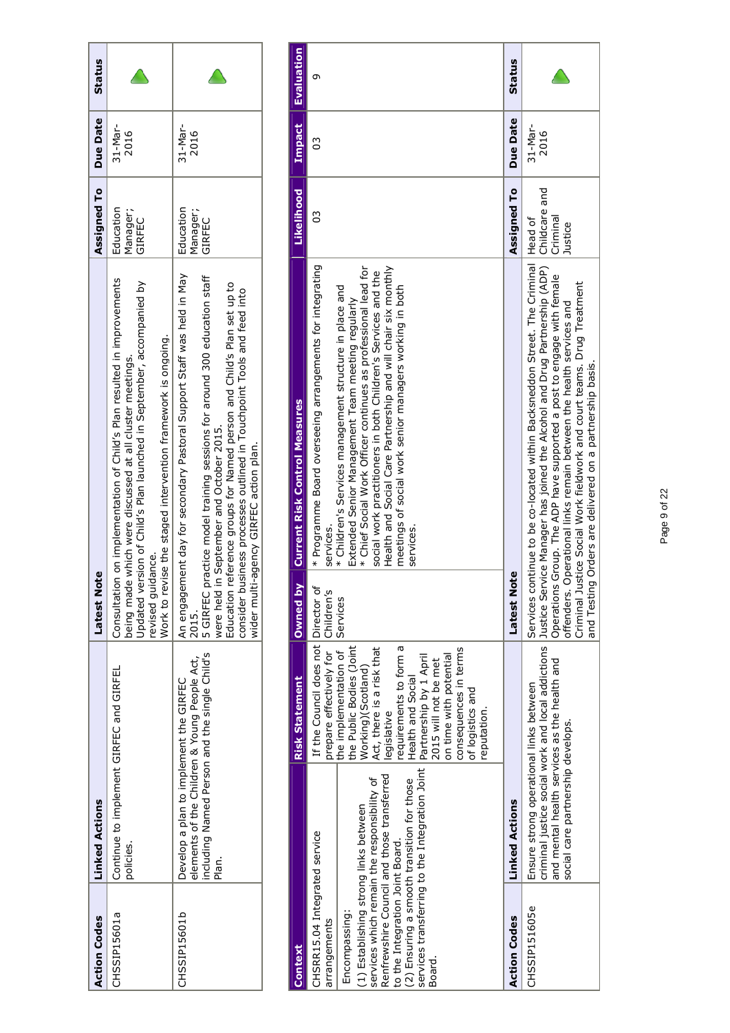| Action Codes | Linked Actions | Latest Note | Assigned To | Due Date | Status |
| --- | --- | --- | --- | --- | --- |
| CHSSIP15601a | Continue to implement GIRFEC and GIRFEL policies. | Consultation on implementation of Child's Plan resulted in improvements being made which were discussed at all cluster meetings. Updated version of Child's Plan launched in September, accompanied by revised guidance. Work to revise the staged intervention framework is ongoing. | Education Manager; GIRFEC | 31-Mar-2016 | |
| CHSSIP15601b | Develop a plan to implement the GIRFEC elements of the Children & Young People Act, including Named Person and the single Child's Plan. | An engagement day for secondary Pastoral Support Staff was held in May 2015. 5 GIRFEC practice model training sessions for around 300 education staff were held in September and October 2015. Education reference groups for Named person and Child's Plan set up to consider business processes outlined in Touchpoint Tools and feed into wider multi-agency GIRFEC action plan. | Education Manager; GIRFEC | 31-Mar-2016 | |

| Context | Risk Statement | Owned by | Current Risk Control Measures | Likelihood | Impact | Evaluation |
| --- | --- | --- | --- | --- | --- | --- |
| CHSRR15.04 Integrated service arrangements<br><br>Encompassing:<br>(1) Establishing strong links between services which remain the responsibility of Renfrewshire Council and those transferred to the Integration Joint Board.<br>(2) Ensuring a smooth transition for those services transferring to the Integration Joint Board. | If the Council does not prepare effectively for the implementation of the Public Bodies (Joint Working)(Scotland) Act, there is a risk that legislative requirements to form a Health and Social Partnership by 1 April 2015 will not be met on time with potential consequences in terms of logistics and reputation. | Director of Children's Services | * Programme Board overseeing arrangements for integrating services.<br>* Children's Services management structure in place and Extended Senior Management Team meeting regularly<br>* Chief Social Work Officer continues as professional lead for social work practitioners in both Children's Services and the Health and Social Care Partnership and will chair six monthly meetings of social work senior managers working in both services. | 03 | 03 | 9 |

| Action Codes | Linked Actions | Latest Note | Assigned To | Due Date | Status |
| --- | --- | --- | --- | --- | --- |
| CHSSIP151605e | Ensure strong operational links between criminal justice social work and local addictions and mental health services as the health and social care partnership develops. | Services continue to be co-located within Backsneddon Street. The Criminal Justice Service Manager has joined the Alcohol and Drug Partnership (ADP) Operations Group. The ADP have supported a post to engage with female offenders. Operational links remain between the health services and Criminal Justice Social Work fieldwork and court teams. Drug Treatment and Testing Orders are delivered on a partnership basis. | Head of Childcare and Criminal Justice | 31-Mar-2016 | |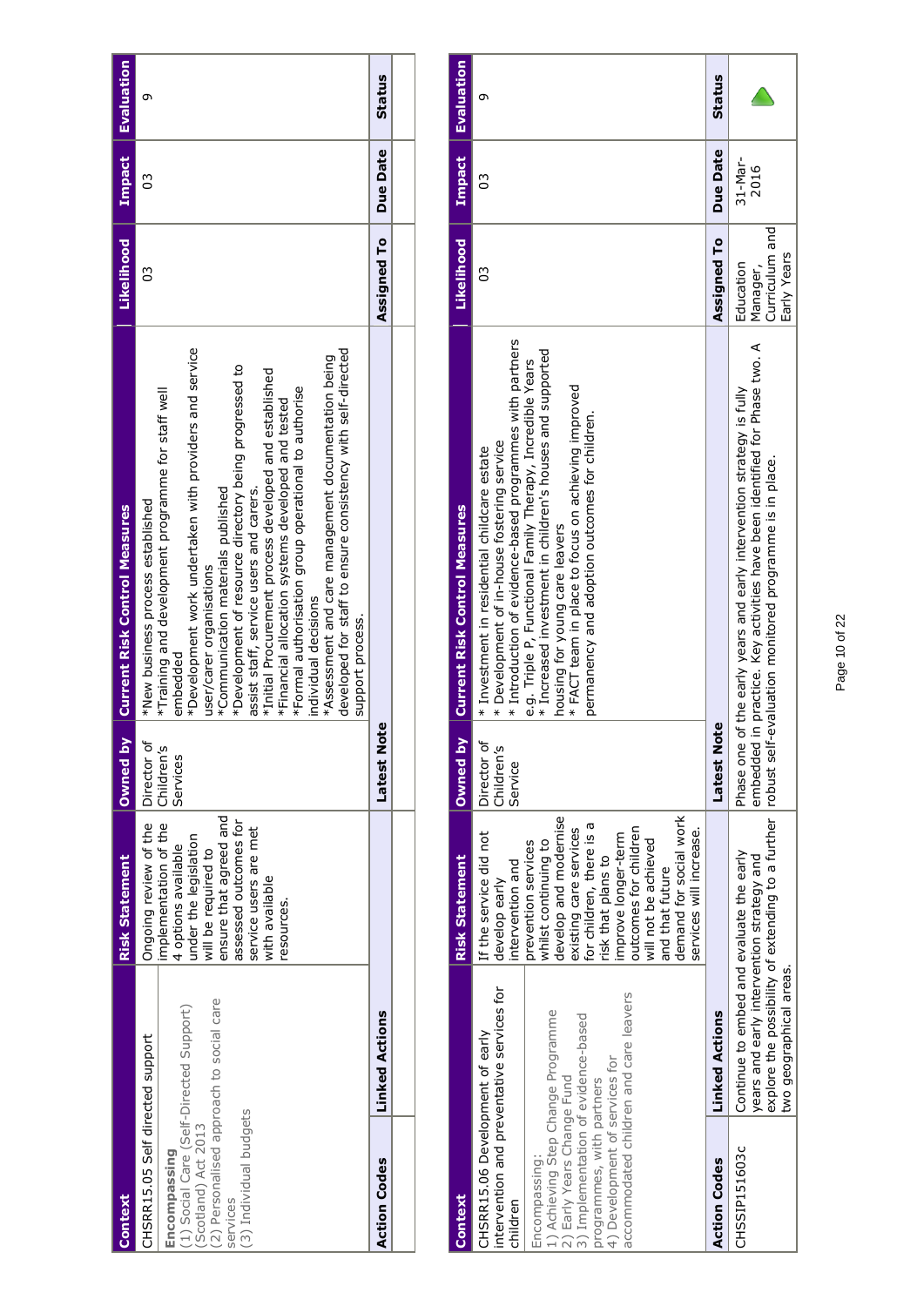| Context | Risk Statement | Owned by | Current Risk Control Measures | Likelihood | Impact | Evaluation |
|---|---|---|---|---|---|---|
| CHSRR15.05 Self directed support<br><br>**Encompassing**<br>(1) Social Care (Self-Directed Support) (Scotland) Act 2013<br>(2) Personalised approach to social care services<br>(3) Individual budgets | Ongoing review of the implementation of the 4 options available under the legislation will be required to ensure that agreed and assessed outcomes for service users are met with available resources. | Director of Children's Services | *New business process established<br>*Training and development programme for staff well embedded<br>*Development work undertaken with providers and service user/carer organisations<br>*Communication materials published<br>*Development of resource directory being progressed to assist staff, service users and carers.<br>*Initial Procurement process developed and established<br>*Financial allocation systems developed and tested<br>*Formal authorisation group operational to authorise individual decisions<br>*Assessment and care management documentation being developed for staff to ensure consistency with self-directed support process. | 03 | 03 | 9 |

| Action Codes | Linked Actions | Latest Note | Assigned To | Due Date | Status |
|---|---|---|---|---|---|
| | | | | | |

| Context | Risk Statement | Owned by | Current Risk Control Measures | Likelihood | Impact | Evaluation |
|---|---|---|---|---|---|---|
| CHSRR15.06 Development of early intervention and preventative services for children<br><br>Encompassing:<br>1) Achieving Step Change Programme<br>2) Early Years Change Fund<br>3) Implementation of evidence-based programmes, with partners<br>4) Development of services for accommodated children and care leavers | If the service did not develop early intervention and prevention services whilst continuing to develop and modernise existing care services for children, there is a risk that plans to improve longer-term outcomes for children will not be achieved and that future demand for social work services will increase. | Director of Children's Service | * Investment in residential childcare estate<br>* Development of in-house fostering service<br>* Introduction of evidence-based programmes with partners e.g. Triple P, Functional Family Therapy, Incredible Years<br>* Increased investment in children's houses and supported housing for young care leavers<br>* FACT team in place to focus on achieving improved permanency and adoption outcomes for children. | 03 | 03 | 9 |

| Action Codes | Linked Actions | Latest Note | Assigned To | Due Date | Status |
|---|---|---|---|---|---|
| CHSSIP151603c | Continue to embed and evaluate the early years and early intervention strategy and explore the possibility of extending to a further two geographical areas. | Phase one of the early years and early intervention strategy is fully embedded in practice. Key activities have been identified for Phase two. A robust self-evaluation monitored programme is in place. | Education Manager, Curriculum and Early Years | 31-Mar-2016 | |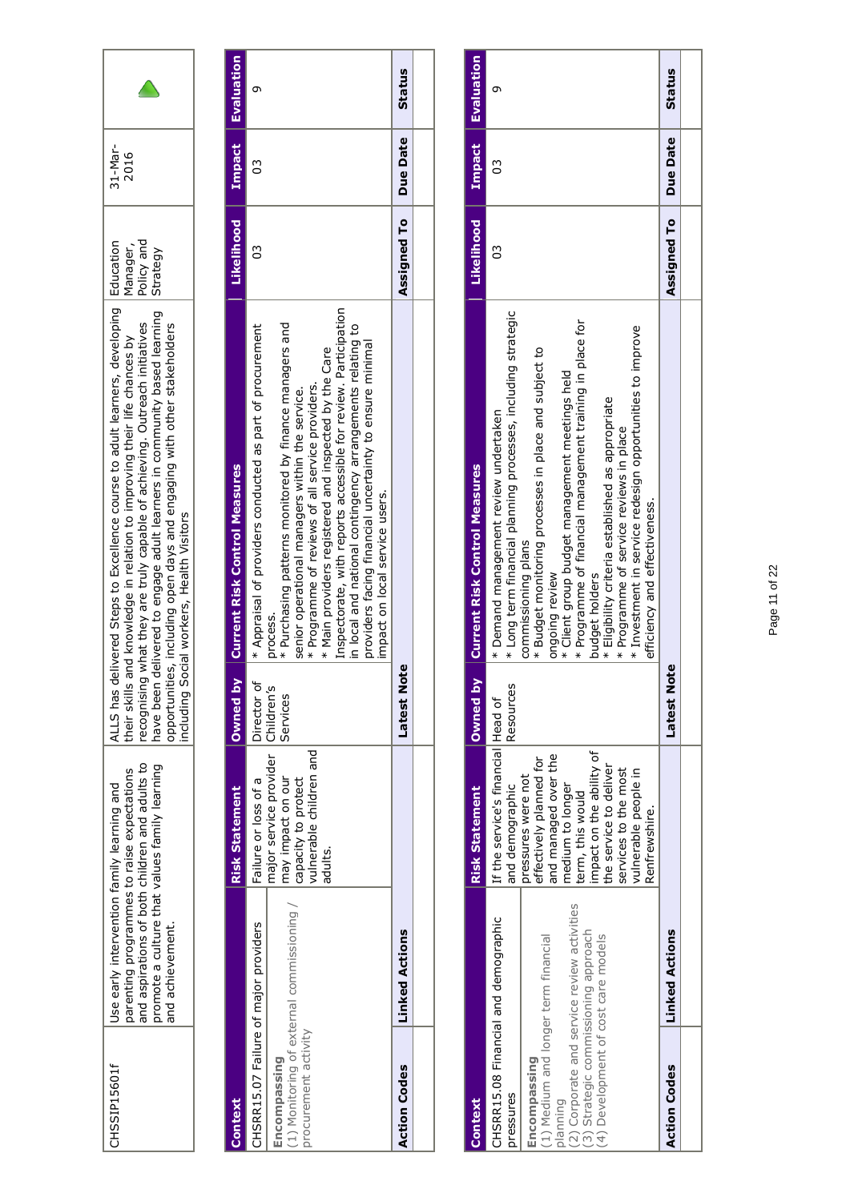| CHSSIP15601f | Use early intervention family learning and parenting programmes to raise expectations and aspirations of both children and adults to promote a culture that values family learning and achievement. | ALLS has delivered Steps to Excellence course to adult learners, developing their skills and knowledge in relation to improving their life chances by recognising what they are truly capable of achieving. Outreach initiatives have been delivered to engage adult learners in community based learning opportunities, including open days and engaging with other stakeholders including Social workers, Health Visitors | Education Manager, Policy and Strategy | 31-Mar-2016 | ▲ |
|---|---|---|---|---|---|

| Context | Risk Statement | Owned by | Current Risk Control Measures | Likelihood | Impact | Evaluation |
|---|---|---|---|---|---|---|
| CHSRR15.07 Failure of major providers<br><br>**Encompassing**<br>(1) Monitoring of external commissioning / procurement activity | Failure or loss of a major service provider may impact on our capacity to protect vulnerable children and adults. | Director of Children's Services | * Appraisal of providers conducted as part of procurement process.<br>* Purchasing patterns monitored by finance managers and senior operational managers within the service.<br>* Programme of reviews of all service providers.<br>* Main providers registered and inspected by the Care Inspectorate, with reports accessible for review. Participation in local and national contingency arrangements relating to providers facing financial uncertainty to ensure minimal impact on local service users. | 03 | 03 | 9 |
| **Action Codes** | **Linked Actions** | | **Latest Note** | **Assigned To** | **Due Date** | **Status** |
| | | | | | | |

| Context | Risk Statement | Owned by | Current Risk Control Measures | Likelihood | Impact | Evaluation |
|---|---|---|---|---|---|---|
| CHSRR15.08 Financial and demographic pressures<br><br>**Encompassing**<br>(1) Medium and longer term financial planning<br>(2) Corporate and service review activities<br>(3) Strategic commissioning approach<br>(4) Development of cost care models | If the service's financial and demographic pressures were not effectively planned for and managed over the medium to longer term, this would impact on the ability of the service to deliver services to the most vulnerable people in Renfrewshire. | Head of Resources | * Demand management review undertaken<br>* Long term financial planning processes, including strategic commissioning plans<br>* Budget monitoring processes in place and subject to ongoing review<br>* Client group budget management meetings held<br>* Programme of financial management training in place for budget holders<br>* Eligibility criteria established as appropriate<br>* Programme of service reviews in place<br>* Investment in service redesign opportunities to improve efficiency and effectiveness. | 03 | 03 | 9 |
| **Action Codes** | **Linked Actions** | | **Latest Note** | **Assigned To** | **Due Date** | **Status** |
| | | | | | | |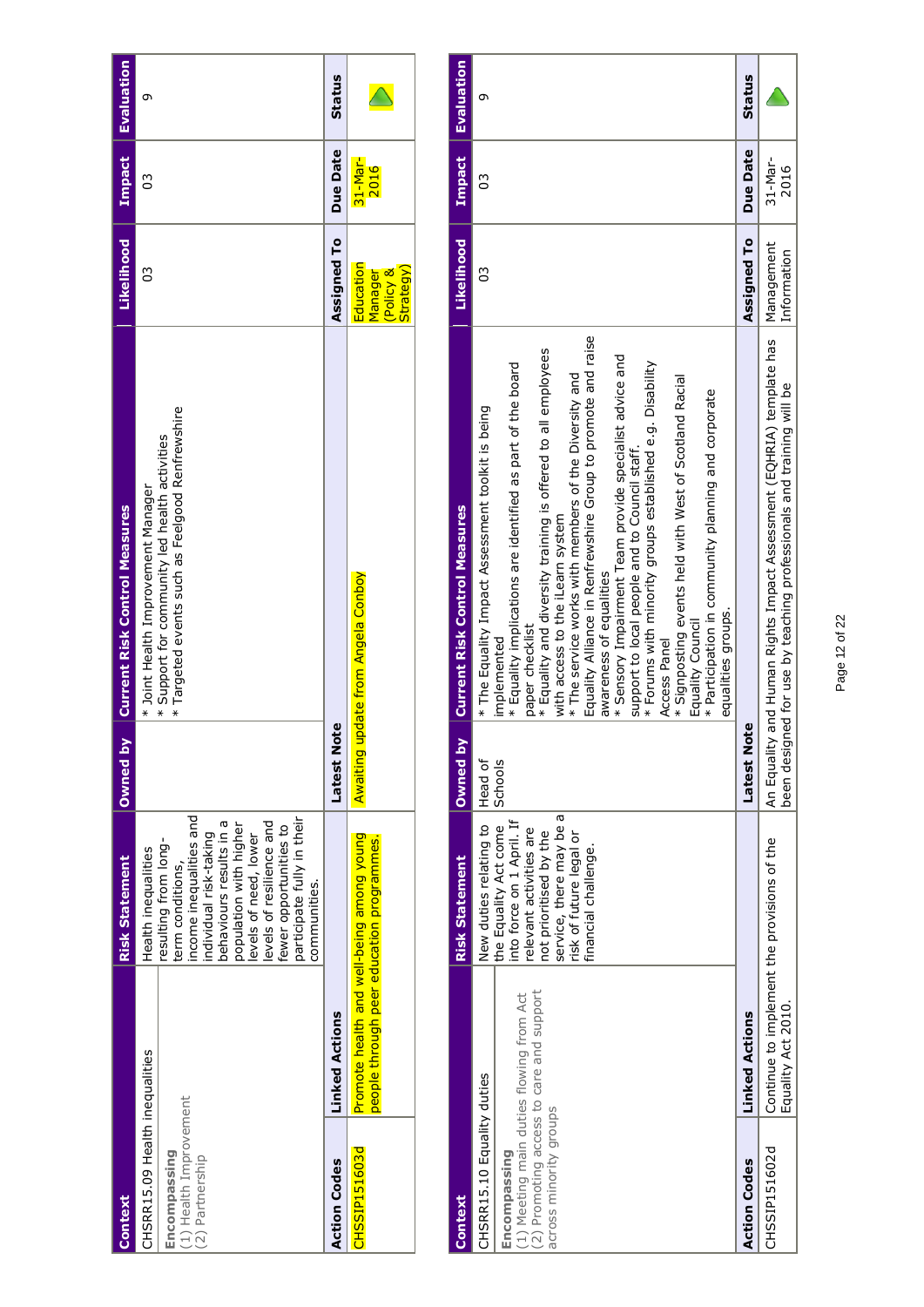| Context | Risk Statement | Owned by | Current Risk Control Measures | Likelihood | Impact | Evaluation |
|---|---|---|---|---|---|---|
| CHSRR15.09 Health inequalities<br><br>**Encompassing**<br>(1) Health Improvement<br>(2) Partnership | Health inequalities resulting from long-term conditions, income inequalities and individual risk-taking behaviours results in a population with higher levels of need, lower levels of resilience and fewer opportunities to participate fully in their communities. | | * Joint Health Improvement Manager<br>* Support for community led health activities<br>* Targeted events such as Feelgood Renfrewshire | 03 | 03 | 9 |

| Action Codes | Linked Actions | Latest Note | Assigned To | Due Date | Status |
|---|---|---|---|---|---|
| CHSSIP151603d | Promote health and well-being among young people through peer education programmes. | Awaiting update from Angela Conboy | Education Manager (Policy & Strategy) | 31-Mar-2016 | |

| Context | Risk Statement | Owned by | Current Risk Control Measures | Likelihood | Impact | Evaluation |
|---|---|---|---|---|---|---|
| CHSRR15.10 Equality duties<br><br>**Encompassing**<br>(1) Meeting main duties flowing from Act<br>(2) Promoting access to care and support across minority groups | New duties relating to the Equality Act come into force on 1 April. If relevant activities are not prioritised by the service, there may be a risk of future legal or financial challenge. | Head of Schools | * The Equality Impact Assessment toolkit is being implemented<br>* Equality implications are identified as part of the board paper checklist<br>* Equality and diversity training is offered to all employees with access to the iLearn system<br>* The service works with members of the Diversity and Equality Alliance in Renfrewshire Group to promote and raise awareness of equalities<br>* Sensory Impairment Team provide specialist advice and support to local people and to Council staff.<br>* Forums with minority groups established e.g. Disability Access Panel<br>* Signposting events held with West of Scotland Racial Equality Council<br>* Participation in community planning and corporate equalities groups. | 03 | 03 | 9 |

| Action Codes | Linked Actions | Latest Note | Assigned To | Due Date | Status |
|---|---|---|---|---|---|
| CHSSIP151602d | Continue to implement the provisions of the Equality Act 2010. | An Equality and Human Rights Impact Assessment (EQHRIA) template has been designed for use by teaching professionals and training will be | Management Information | 31-Mar-2016 | |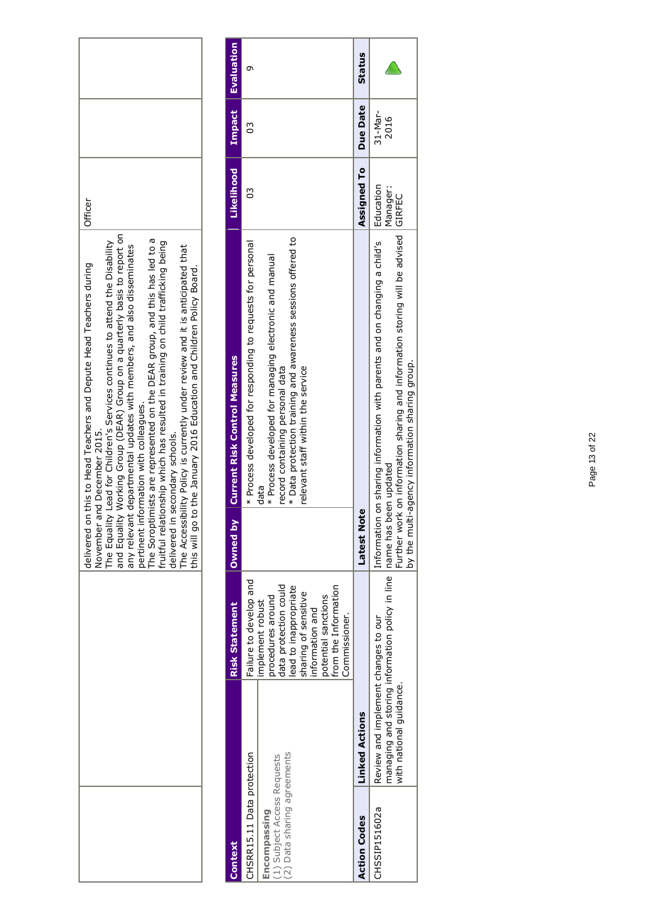|  | delivered on this to Head Teachers and Depute Head Teachers during November and December 2015.<br>The Equality Lead for Children's Services continues to attend the Disability and Equality Working Group (DEAR) Group on a quarterly basis to report on any relevant departmental updates with members, and also disseminates pertinent information with colleagues.<br>The Soroptimists are represented on the DEAR group, and this has led to a fruitful relationship which has resulted in training on child trafficking being delivered in secondary schools.<br>The Accessibility Policy is currently under review and it is anticipated that this will go to the January 2016 Education and Children Policy Board. | Officer |  |  |
|---|---|---|---|---|

| Context | Risk Statement | Owned by | Current Risk Control Measures | Likelihood | Impact | Evaluation |
|---|---|---|---|---|---|---|
| CHSRR15.11 Data protection<br>**Encompassing**<br>(1) Subject Access Requests<br>(2) Data sharing agreements | Failure to develop and implement robust procedures around data protection could lead to inappropriate sharing of sensitive information and potential sanctions from the Information Commissioner. |  | * Process developed for responding to requests for personal data<br>* Process developed for managing electronic and manual record containing personal data<br>* Data protection training and awareness sessions offered to relevant staff within the service | 03 | 03 | 9 |

| Action Codes | Linked Actions | Latest Note | Assigned To | Due Date | Status |
|---|---|---|---|---|---|
| CHSSIP151602a | Review and implement changes to our managing and storing information policy in line with national guidance. | Information on sharing information with parents and on changing a child's name has been updated<br>Further work on information sharing and information storing will be advised by the multi-agency information sharing group. | Education Manager: GIRFEC | 31-Mar-2016 |  |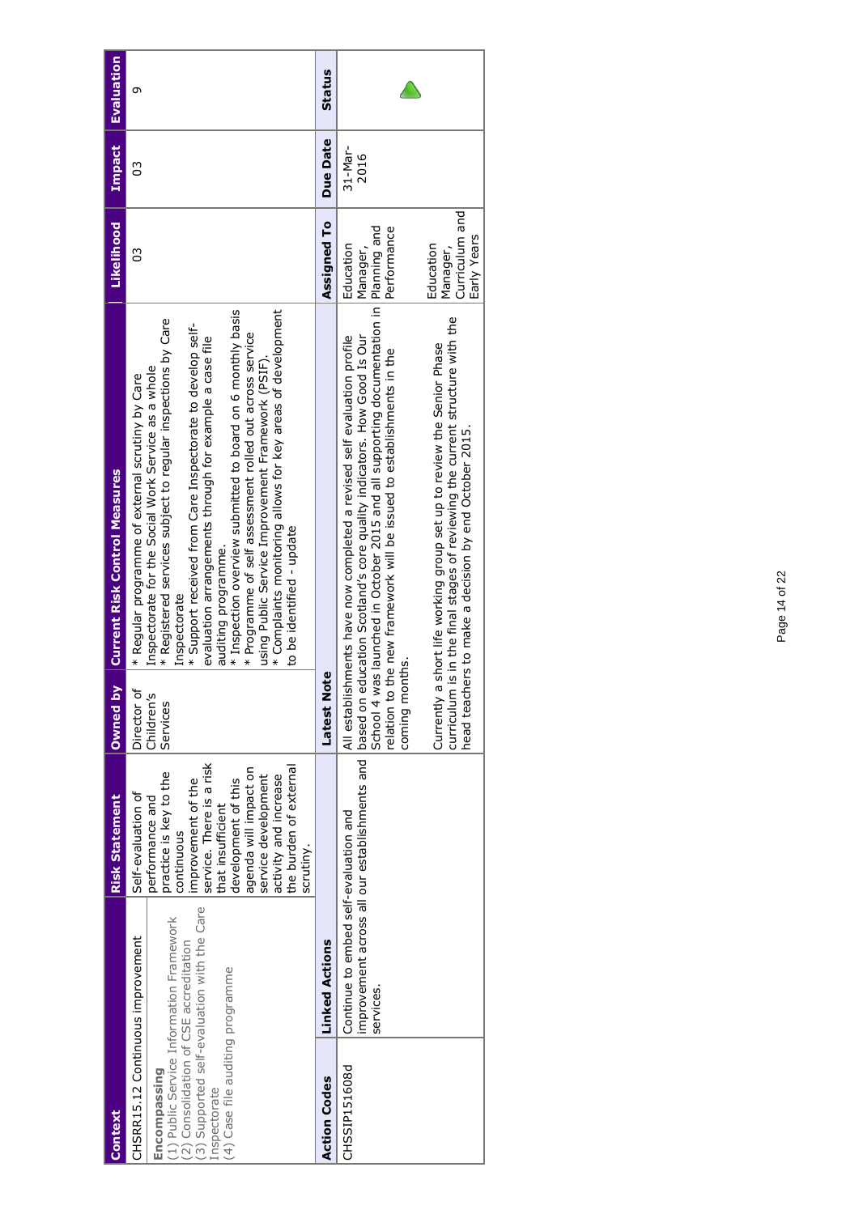| Context | Risk Statement | Owned by | Current Risk Control Measures | Likelihood | Impact | Evaluation |
|---|---|---|---|---|---|---|
| CHSRR15.12 Continuous improvement<br><br>**Encompassing**<br>(1) Public Service Information Framework<br>(2) Consolidation of CSE accreditation<br>(3) Supported self-evaluation with the Care Inspectorate<br>(4) Case file auditing programme | Self-evaluation of performance and practice is key to the continuous improvement of the service. There is a risk that insufficient development of this agenda will impact on service development activity and increase the burden of external scrutiny. | Director of Children's Services | * Regular programme of external scrutiny by Care Inspectorate for the Social Work Service as a whole<br>* Registered services subject to regular inspections by Care Inspectorate<br>* Support received from Care Inspectorate to develop self-evaluation arrangements through for example a case file auditing programme.<br>* Inspection overview submitted to board on 6 monthly basis<br>* Programme of self assessment rolled out across service using Public Service Improvement Framework (PSIF).<br>* Complaints monitoring allows for key areas of development to be identified - update | 03 | 03 | 9 |

| Action Codes | Linked Actions | Latest Note | Assigned To | Due Date | Status |
|---|---|---|---|---|---|
| CHSSIP151608d | Continue to embed self-evaluation and improvement across all our establishments and services. | All establishments have now completed a revised self evaluation profile based on education Scotland's core quality indicators. How Good Is Our School 4 was launched in October 2015 and all supporting documentation in relation to the new framework will be issued to establishments in the coming months.<br><br>Currently a short life working group set up to review the Senior Phase curriculum is in the final stages of reviewing the current structure with the head teachers to make a decision by end October 2015. | Education Manager, Planning and Performance<br><br>Education Manager, Curriculum and Early Years | 31-Mar-2016 | ▲ |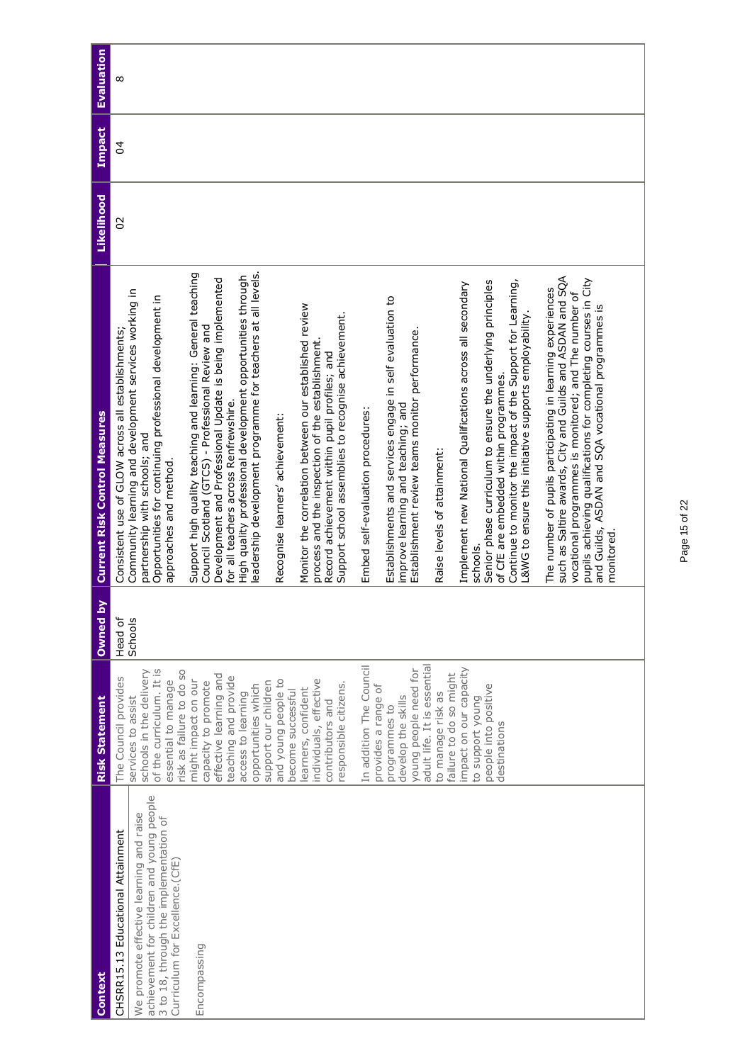| Context | Risk Statement | Owned by | Current Risk Control Measures | Likelihood | Impact | Evaluation |
|---|---|---|---|---|---|---|
| CHSRR15.13 Educational Attainment<br><br>We promote effective learning and raise achievement for children and young people 3 to 18, through the implementation of Curriculum for Excellence.(CfE)<br><br>Encompassing | The Council provides services to assist schools in the delivery of the curriculum. It is essential to manage risk as failure to do so might impact on our capacity to promote effective learning and teaching and provide access to learning opportunities which support our children and young people to become successful learners, confident individuals, effective contributors and responsible citizens.<br><br>In addition The Council provides a range of programmes to develop the skills young people need for adult life. It is essential to manage risk as failure to do so might impact on our capacity to support young people into positive destinations | Head of Schools | Consistent use of GLOW across all establishments;<br>Community learning and development services working in partnership with schools; and<br>Opportunities for continuing professional development in approaches and method.<br><br>Support high quality teaching and learning: General teaching Council Scotland (GTCS) - Professional Review and Development and Professional Update is being implemented for all teachers across Renfrewshire.<br>High quality professional development opportunities through leadership development programme for teachers at all levels.<br><br>Recognise learners' achievement:<br><br>Monitor the correlation between our established review process and the inspection of the establishment.<br>Record achievement within pupil profiles; and<br>Support school assemblies to recognise achievement.<br><br>Embed self-evaluation procedures:<br><br>Establishments and services engage in self evaluation to improve learning and teaching; and<br>Establishment review teams monitor performance.<br><br>Raise levels of attainment:<br><br>Implement new National Qualifications across all secondary schools.<br>Senior phase curriculum to ensure the underlying principles of CfE are embedded within programmes.<br>Continue to monitor the impact of the Support for Learning, L&WG to ensure this initiative supports employability.<br><br>The number of pupils participating in learning experiences such as Saltire awards, City and Guilds and ASDAN and SQA vocational programmes is monitored; and The number of pupils achieving qualifications for completing courses in City and Guilds, ASDAN and SQA vocational programmes is monitored. | 02 | 04 | 8 |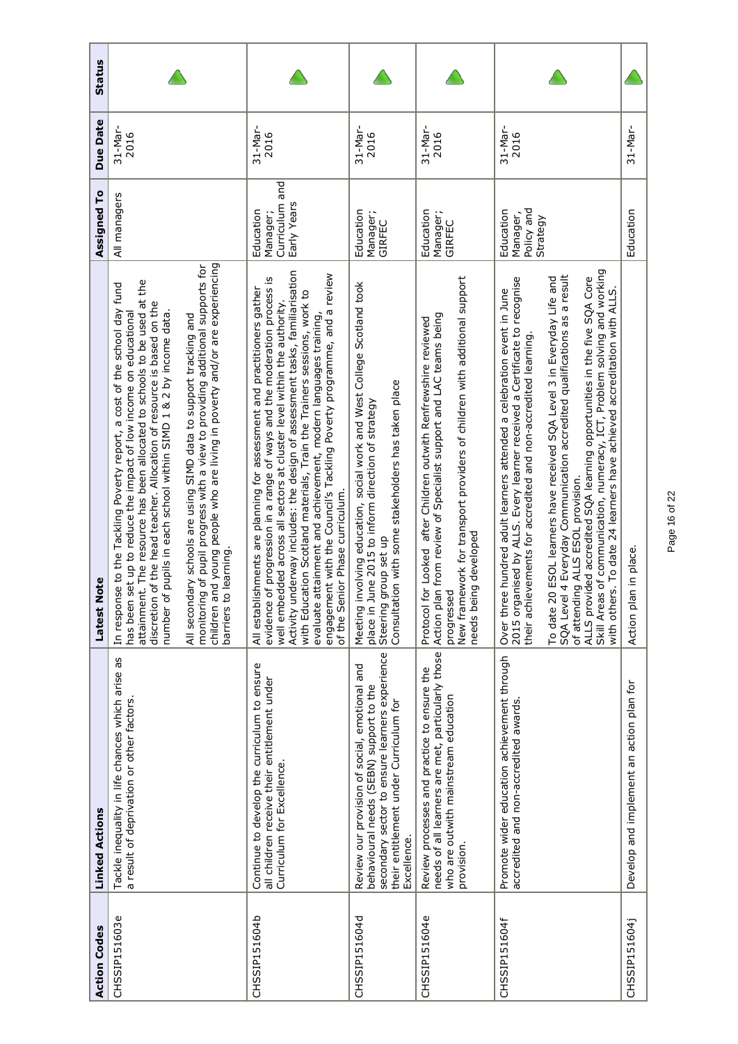| Action Codes | Linked Actions | Latest Note | Assigned To | Due Date | Status |
|---|---|---|---|---|---|
| CHSSIP151603e | Tackle inequality in life chances which arise as a result of deprivation or other factors. | In response to the Tackling Poverty report, a cost of the school day fund has been set up to reduce the impact of low income on educational attainment. The resource has been allocated to schools to be used at the discretion of the head teacher. Allocation of resource is based on the number of pupils in each school within SIMD 1 & 2 by income data.<br><br>All secondary schools are using SIMD data to support tracking and monitoring of pupil progress with a view to providing additional supports for children and young people who are living in poverty and/or are experiencing barriers to learning. | All managers | 31-Mar-2016 | |
| CHSSIP151604b | Continue to develop the curriculum to ensure all children receive their entitlement under Curriculum for Excellence. | All establishments are planning for assessment and practitioners gather evidence of progression in a range of ways and the moderation process is well embedded across all sectors at cluster level within the authority. Activity underway includes: the design of assessment tasks, familiarisation with Education Scotland materials, Train the Trainers sessions, work to evaluate attainment and achievement, modern languages training, engagement with the Council's Tackling Poverty programme, and a review of the Senior Phase curriculum. | Education Manager; Curriculum and Early Years | 31-Mar-2016 | |
| CHSSIP151604d | Review our provision of social, emotional and behavioural needs (SEBN) support to the secondary sector to ensure learners experience their entitlement under Curriculum for Excellence. | Meeting involving education, social work and West College Scotland took place in June 2015 to inform direction of strategy<br>Steering group set up<br>Consultation with some stakeholders has taken place | Education Manager; GIRFEC | 31-Mar-2016 | |
| CHSSIP151604e | Review processes and practice to ensure the needs of all learners are met, particularly those who are outwith mainstream education provision. | Protocol for Looked after Children outwith Renfrewshire reviewed<br>Action plan from review of Specialist support and LAC teams being progressed<br>New framework for transport providers of children with additional support needs being developed | Education Manager; GIRFEC | 31-Mar-2016 | |
| CHSSIP151604f | Promote wider education achievement through accredited and non-accredited awards. | Over three hundred adult learners attended a celebration event in June 2015 organised by ALLS. Every learner received a Certificate to recognise their achievements for accredited and non-accredited learning.<br><br>To date 20 ESOL learners have received SQA Level 3 in Everyday Life and SQA Level 4 Everyday Communication accredited qualifications as a result of attending ALLS ESOL provision.<br>ALLS provided accredited SQA learning opportunities in the five SQA Core Skill Areas of communication, numeracy, ICT, Problem solving and working with others. To date 24 learners have achieved accreditation with ALLS. | Education Manager, Policy and Strategy | 31-Mar-2016 | |
| CHSSIP151604j | Develop and implement an action plan for | Action plan in place. | Education | 31-Mar- | |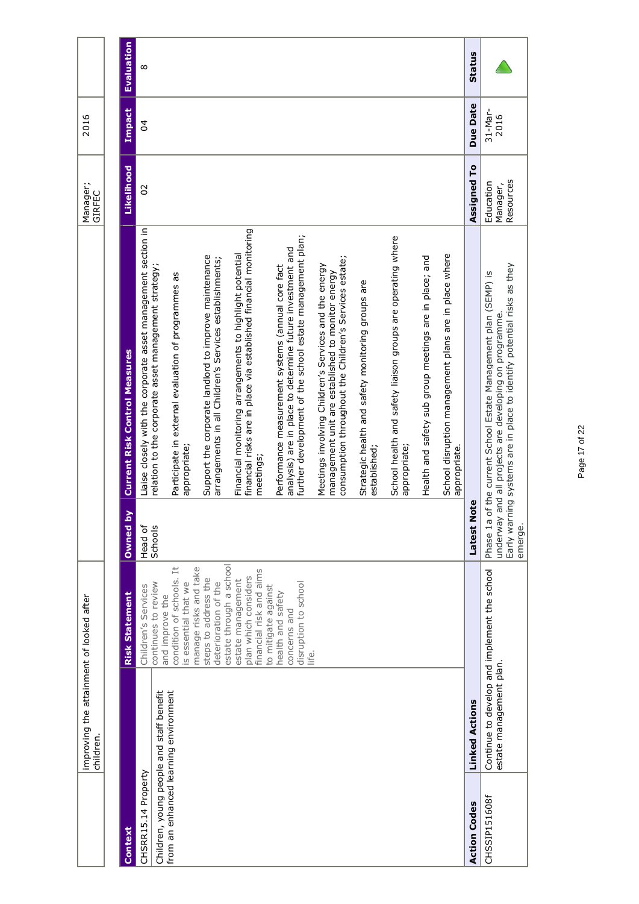| | improving the attainment of looked after children. | | Manager; GIRFEC | 2016 | |
|---|---|---|---|---|---|

| Context | Risk Statement | Owned by | Current Risk Control Measures | Likelihood | Impact | Evaluation |
|---|---|---|---|---|---|---|
| CHSRR15.14 Property<br><br>Children, young people and staff benefit from an enhanced learning environment | Children's Services continues to review and improve the condition of schools. It is essential that we manage risks and take steps to address the deterioration of the estate through a school estate management plan which considers financial risk and aims to mitigate against health and safety concerns and disruption to school life. | Head of Schools | Liaise closely with the corporate asset management section in relation to the corporate asset management strategy;<br><br>Participate in external evaluation of programmes as appropriate;<br><br>Support the corporate landlord to improve maintenance arrangements in all Children's Services establishments;<br><br>Financial monitoring arrangements to highlight potential financial risks are in place via established financial monitoring meetings;<br><br>Performance measurement systems (annual core fact analysis) are in place to determine future investment and further development of the school estate management plan;<br><br>Meetings involving Children's Services and the energy management unit are established to monitor energy consumption throughout the Children's Services estate;<br><br>Strategic health and safety monitoring groups are established;<br><br>School health and safety liaison groups are operating where appropriate;<br><br>Health and safety sub group meetings are in place; and<br><br>School disruption management plans are in place where appropriate. | 02 | 04 | 8 |

| Action Codes | Linked Actions | Latest Note | Assigned To | Due Date | Status |
|---|---|---|---|---|---|
| CHSSIP151608f | Continue to develop and implement the school estate management plan. | Phase 1a of the current School Estate Management plan (SEMP) is underway and all projects are developing on programme. Early warning systems are in place to identify potential risks as they emerge. | Education Manager, Resources | 31-Mar-2016 | |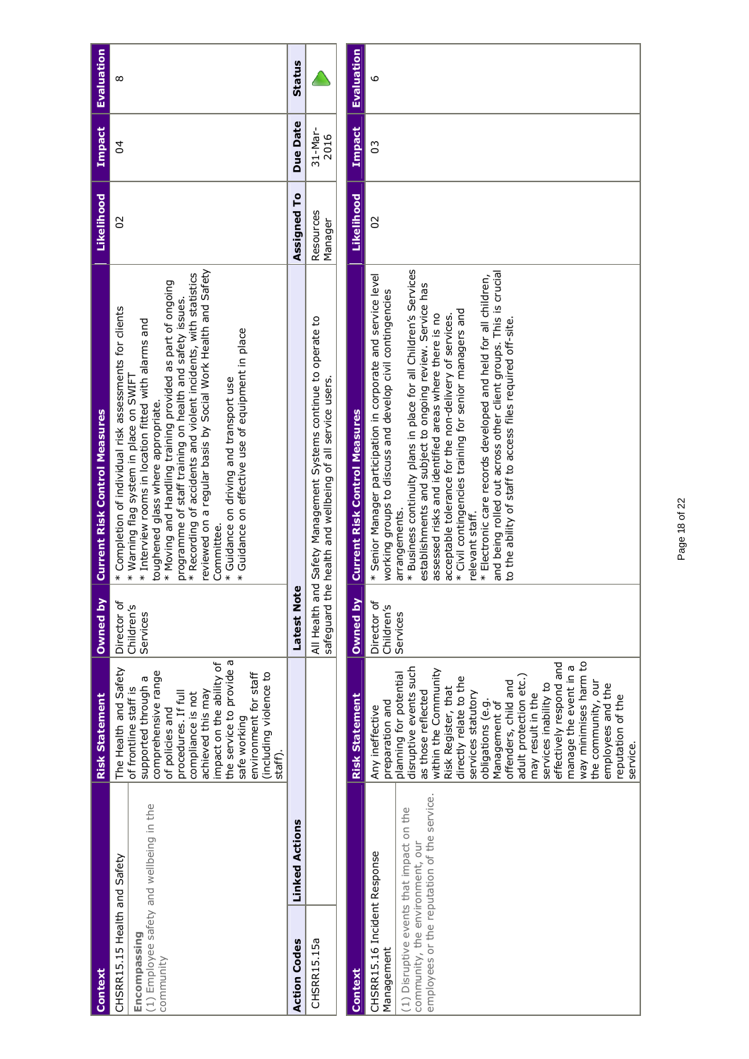| Context | Risk Statement | Owned by | Current Risk Control Measures | Likelihood | Impact | Evaluation |
|---|---|---|---|---|---|---|
| CHSRR15.15 Health and Safety<br><br>**Encompassing**<br>(1) Employee safety and wellbeing in the community | The Health and Safety of frontline staff is supported through a comprehensive range of policies and procedures. If full compliance is not achieved this may impact on the ability of the service to provide a safe working environment for staff (including violence to staff). | Director of Children's Services | * Completion of individual risk assessments for clients<br>* Warning flag system in place on SWIFT<br>* Interview rooms in location fitted with alarms and toughened glass where appropriate.<br>* Moving and Handling training provided as part of ongoing programme of staff training on health and safety issues.<br>* Recording of accidents and violent incidents, with statistics reviewed on a regular basis by Social Work Health and Safety Committee.<br>* Guidance on driving and transport use<br>* Guidance on effective use of equipment in place | 02 | 04 | 8 |

| Action Codes | Linked Actions | Latest Note | Assigned To | Due Date | Status |
|---|---|---|---|---|---|
| CHSRR15.15a | | All Health and Safety Management Systems continue to operate to safeguard the health and wellbeing of all service users. | Resources Manager | 31-Mar-2016 | |

| Context | Risk Statement | Owned by | Current Risk Control Measures | Likelihood | Impact | Evaluation |
|---|---|---|---|---|---|---|
| CHSRR15.16 Incident Response Management<br><br>(1) Disruptive events that impact on the community, the environment, our employees or the reputation of the service. | Any ineffective preparation and planning for potential disruptive events such as those reflected within the Community Risk Register, that directly relate to the services statutory obligations (e.g. Management of offenders, child and adult protection etc.) may result in the services inability to effectively respond and manage the event in a way minimises harm to the community, our employees and the reputation of the service. | Director of Children's Services | * Senior Manager participation in corporate and service level working groups to discuss and develop civil contingencies arrangements.<br>* Business continuity plans in place for all Children's Services establishments and subject to ongoing review. Service has assessed risks and identified areas where there is no acceptable tolerance for the non-delivery of services.<br>* Civil contingencies training for senior managers and relevant staff.<br>* Electronic care records developed and held for all children, and being rolled out across other client groups. This is crucial to the ability of staff to access files required off-site. | 02 | 03 | 6 |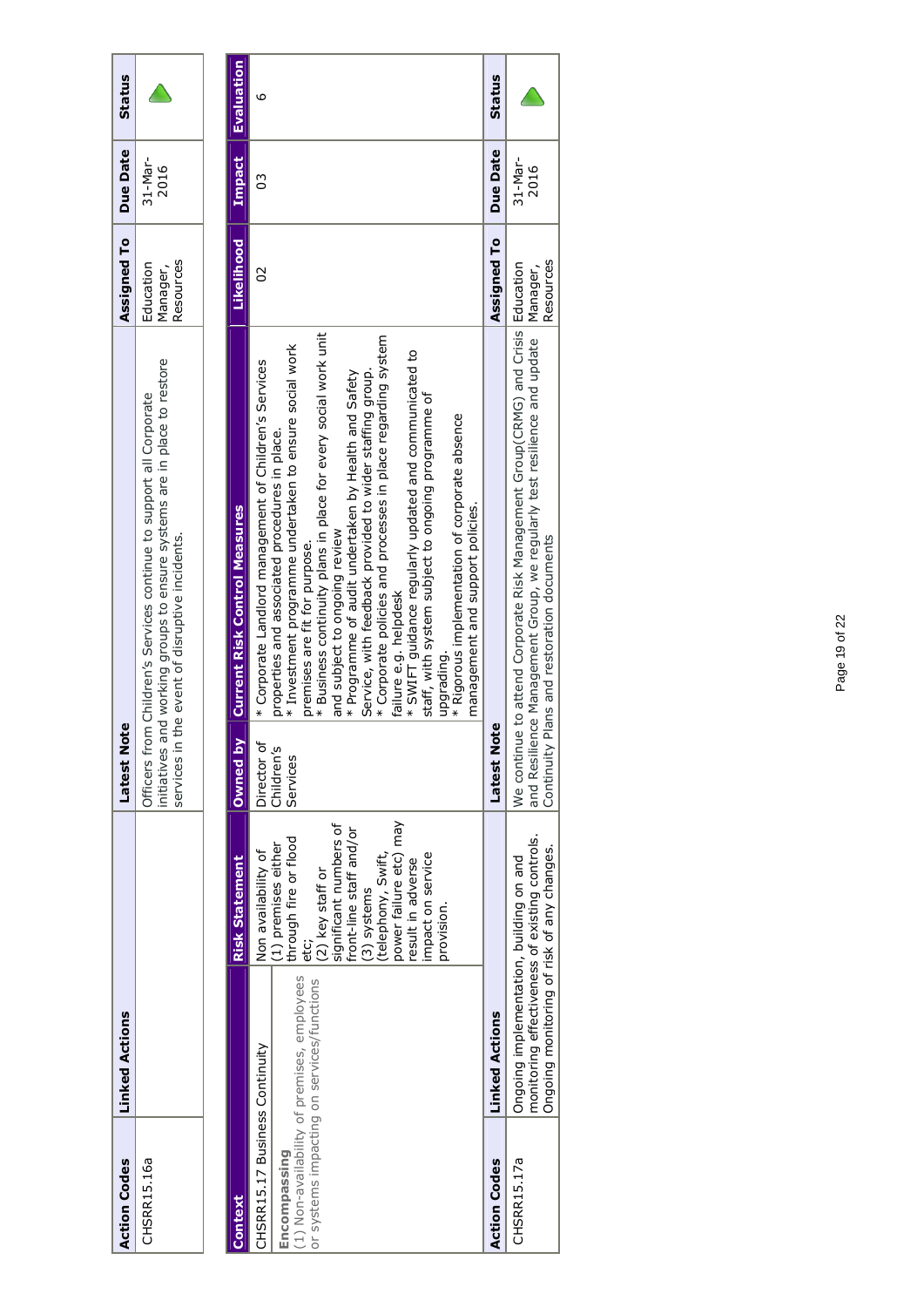| Action Codes | Linked Actions | Latest Note | Assigned To | Due Date | Status |
|---|---|---|---|---|---|
| CHSRR15.16a | | Officers from Children's Services continue to support all Corporate initiatives and working groups to ensure systems are in place to restore services in the event of disruptive incidents. | Education Manager, Resources | 31-Mar-2016 | ▲ |

| Context | Risk Statement | Owned by | Current Risk Control Measures | Likelihood | Impact | Evaluation |
|---|---|---|---|---|---|---|
| CHSRR15.17 Business Continuity<br>**Encompassing**<br>(1) Non-availability of premises, employees or systems impacting on services/functions | Non availability of (1) premises either through fire or flood etc;<br>(2) key staff or significant numbers of front-line staff and/or<br>(3) systems (telephony, Swift, power failure etc) may result in adverse impact on service provision. | Director of Children's Services | * Corporate Landlord management of Children's Services properties and associated procedures in place.<br>* Investment programme undertaken to ensure social work premises are fit for purpose.<br>* Business continuity plans in place for every social work unit and subject to ongoing review<br>* Programme of audit undertaken by Health and Safety Service, with feedback provided to wider staffing group.<br>* Corporate policies and processes in place regarding system failure e.g. helpdesk<br>* SWIFT guidance regularly updated and communicated to staff, with system subject to ongoing programme of upgrading.<br>* Rigorous implementation of corporate absence management and support policies. | 02 | 03 | 6 |

| Action Codes | Linked Actions | Latest Note | Assigned To | Due Date | Status |
|---|---|---|---|---|---|
| CHSRR15.17a | Ongoing implementation, building on and monitoring effectiveness of existing controls. Ongoing monitoring of risk of any changes. | We continue to attend Corporate Risk Management Group(CRMG) and Crisis and Resilience Management Group, we regularly test resilience and update Continuity Plans and restoration documents | Education Manager, Resources | 31-Mar-2016 | ▲ |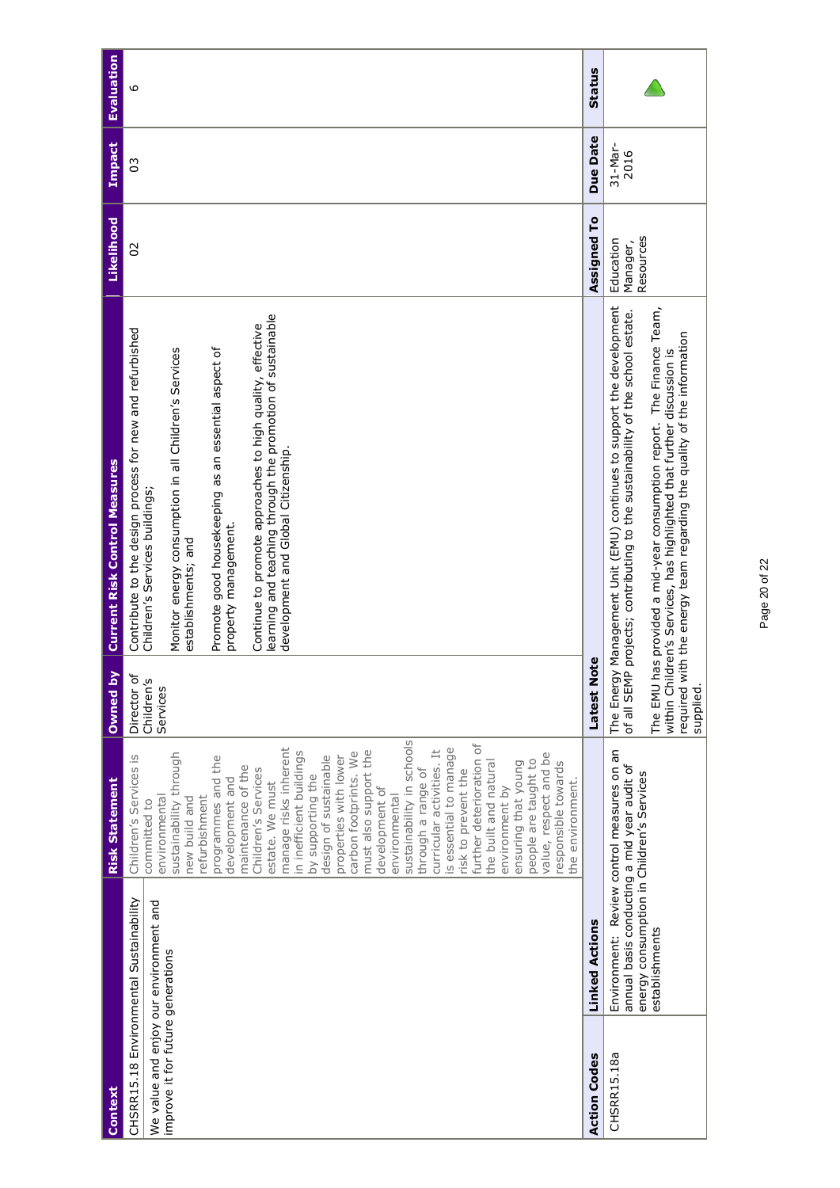| Context | Risk Statement | Owned by | Current Risk Control Measures | Likelihood | Impact | Evaluation |
|---|---|---|---|---|---|---|
| CHSRR15.18 Environmental Sustainability<br><br>We value and enjoy our environment and improve it for future generations | Children's Services is committed to environmental sustainability through new build and refurbishment programmes and the development and maintenance of the Children's Services estate. We must manage risks inherent in inefficient buildings by supporting the design of sustainable properties with lower carbon footprints. We must also support the development of environmental sustainability in schools through a range of curricular activities. It is essential to manage risk to prevent the further deterioration of the built and natural environment by ensuring that young people are taught to value, respect and be responsible towards the environment. | Director of Children's Services | Contribute to the design process for new and refurbished Children's Services buildings;<br><br>Monitor energy consumption in all Children's Services establishments; and<br><br>Promote good housekeeping as an essential aspect of property management.<br><br>Continue to promote approaches to high quality, effective learning and teaching through the promotion of sustainable development and Global Citizenship. | 02 | 03 | 6 |

| Action Codes | Linked Actions | Latest Note | Assigned To | Due Date | Status |
|---|---|---|---|---|---|
| CHSRR15.18a | Environment: Review control measures on an annual basis conducting a mid year audit of energy consumption in Children's Services establishments | The Energy Management Unit (EMU) continues to support the development of all SEMP projects; contributing to the sustainability of the school estate.<br><br>The EMU has provided a mid-year consumption report. The Finance Team, within Children's Services, has highlighted that further discussion is required with the energy team regarding the quality of the information supplied. | Education Manager, Resources | 31-Mar-2016 | |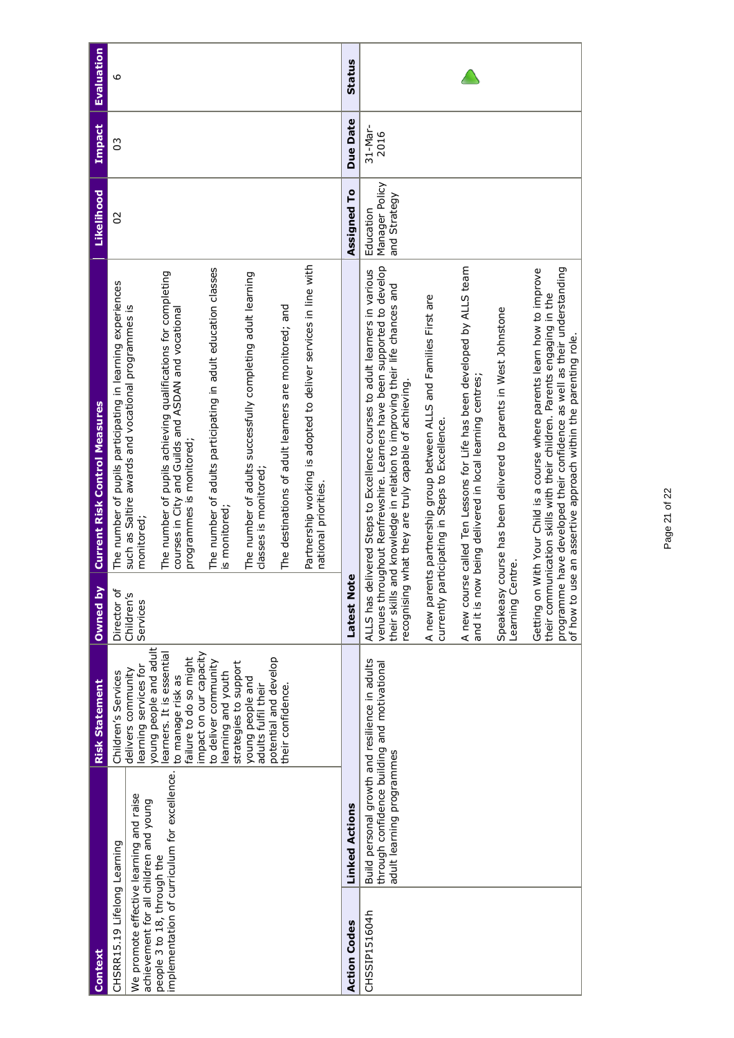| Context | Risk Statement | Owned by | Current Risk Control Measures | Likelihood | Impact | Evaluation |
|---|---|---|---|---|---|---|
| CHSRR15.19 Lifelong Learning<br><br>We promote effective learning and raise achievement for all children and young people 3 to 18, through the implementation of curriculum for excellence. | Children's Services delivers community learning services for young people and adult learners. It is essential to manage risk as failure to do so might impact on our capacity to deliver community learning and youth strategies to support young people and adults fulfil their potential and develop their confidence. | Director of Children's Services | The number of pupils participating in learning experiences such as Saltire awards and vocational programmes is monitored;<br><br>The number of pupils achieving qualifications for completing courses in City and Guilds and ASDAN and vocational programmes is monitored;<br><br>The number of adults participating in adult education classes is monitored;<br><br>The number of adults successfully completing adult learning classes is monitored;<br><br>The destinations of adult learners are monitored; and<br><br>Partnership working is adopted to deliver services in line with national priorities. | 02 | 03 | 6 |

| Action Codes | Linked Actions | Latest Note | Assigned To | Due Date | Status |
|---|---|---|---|---|---|
| CHSSIP151604h | Build personal growth and resilience in adults through confidence building and motivational adult learning programmes | ALLS has delivered Steps to Excellence courses to adult learners in various venues throughout Renfrewshire. Learners have been supported to develop their skills and knowledge in relation to improving their life chances and recognising what they are truly capable of achieving.<br><br>A new parents partnership group between ALLS and Families First are currently participating in Steps to Excellence.<br><br>A new course called Ten Lessons for Life has been developed by ALLS team and it is now being delivered in local learning centres;<br><br>Speakeasy course has been delivered to parents in West Johnstone Learning Centre.<br><br>Getting on With Your Child is a course where parents learn how to improve their communication skills with their children. Parents engaging in the programme have developed their confidence as well as their understanding of how to use an assertive approach within the parenting role. | Education Manager Policy and Strategy | 31-Mar-2016 | |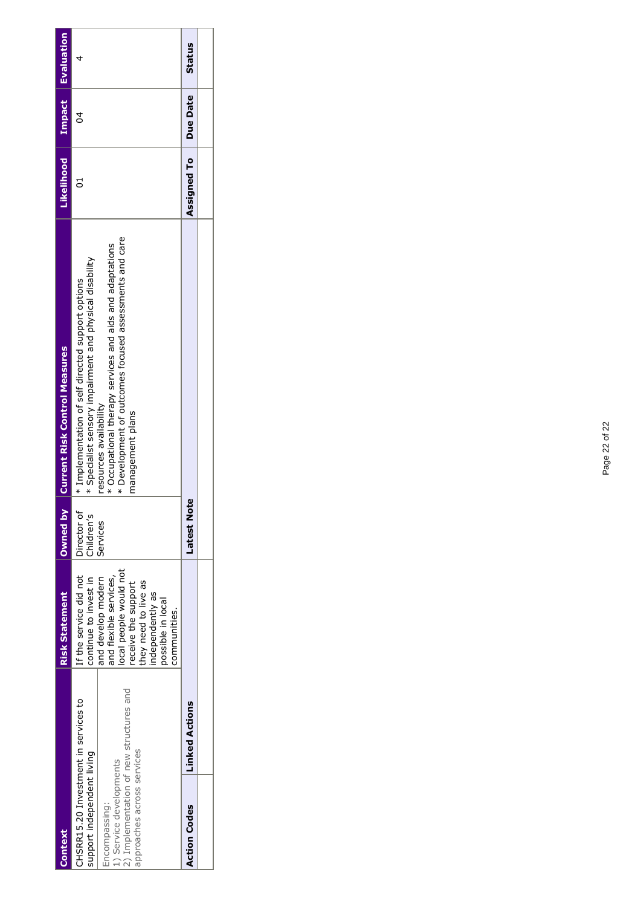| Context | Risk Statement | Owned by | Current Risk Control Measures | Likelihood | Impact | Evaluation |
|---|---|---|---|---|---|---|
| CHSRR15.20 Investment in services to support independent living<br><br>Encompassing:<br>1) Service developments<br>2) Implementation of new structures and approaches across services | If the service did not continue to invest in and develop modern and flexible services, local people would not receive the support they need to live as independently as possible in local communities. | Director of Children's Services | * Implementation of self directed support options<br>* Specialist sensory impairment and physical disability resources availability<br>* Occupational therapy services and aids and adaptations<br>* Development of outcomes focused assessments and care management plans | 01 | 04 | 4 |

| Action Codes | Linked Actions | Latest Note | Assigned To | Due Date | Status |
|---|---|---|---|---|---|
| | | | | | |